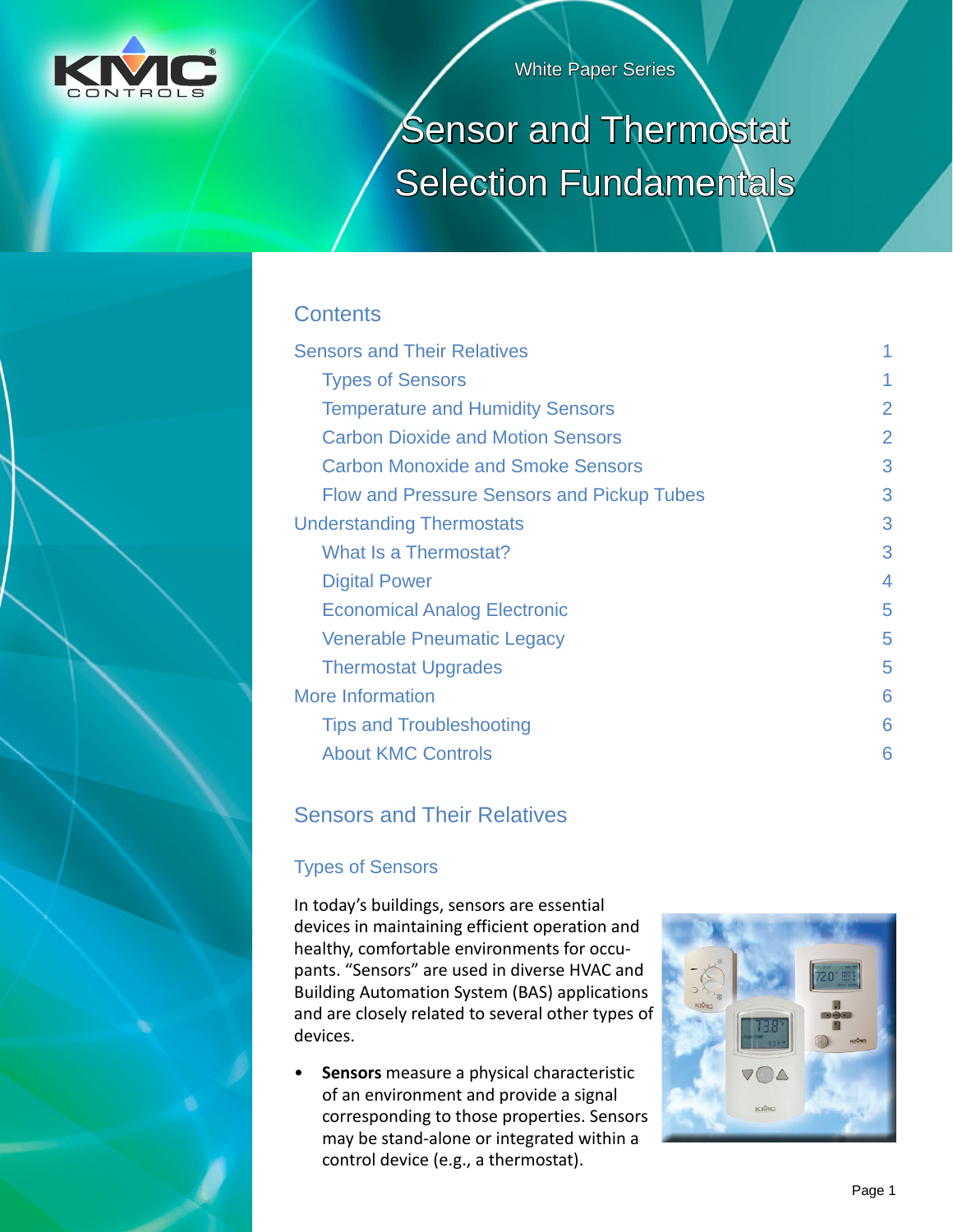White Paper Series

# Sensor and Thermostat Selection Fundamentals

## Contents

| | |
|---|---|
| Sensors and Their Relatives | 1 |
| Types of Sensors | 1 |
| Temperature and Humidity Sensors | 2 |
| Carbon Dioxide and Motion Sensors | 2 |
| Carbon Monoxide and Smoke Sensors | 3 |
| Flow and Pressure Sensors and Pickup Tubes | 3 |
| Understanding Thermostats | 3 |
| What Is a Thermostat? | 3 |
| Digital Power | 4 |
| Economical Analog Electronic | 5 |
| Venerable Pneumatic Legacy | 5 |
| Thermostat Upgrades | 5 |
| More Information | 6 |
| Tips and Troubleshooting | 6 |
| About KMC Controls | 6 |

## Sensors and Their Relatives

### Types of Sensors

In today's buildings, sensors are essential devices in maintaining efficient operation and healthy, comfortable environments for occupants. "Sensors" are used in diverse HVAC and Building Automation System (BAS) applications and are closely related to several other types of devices.

- **Sensors** measure a physical characteristic of an environment and provide a signal corresponding to those properties. Sensors may be stand-alone or integrated within a control device (e.g., a thermostat).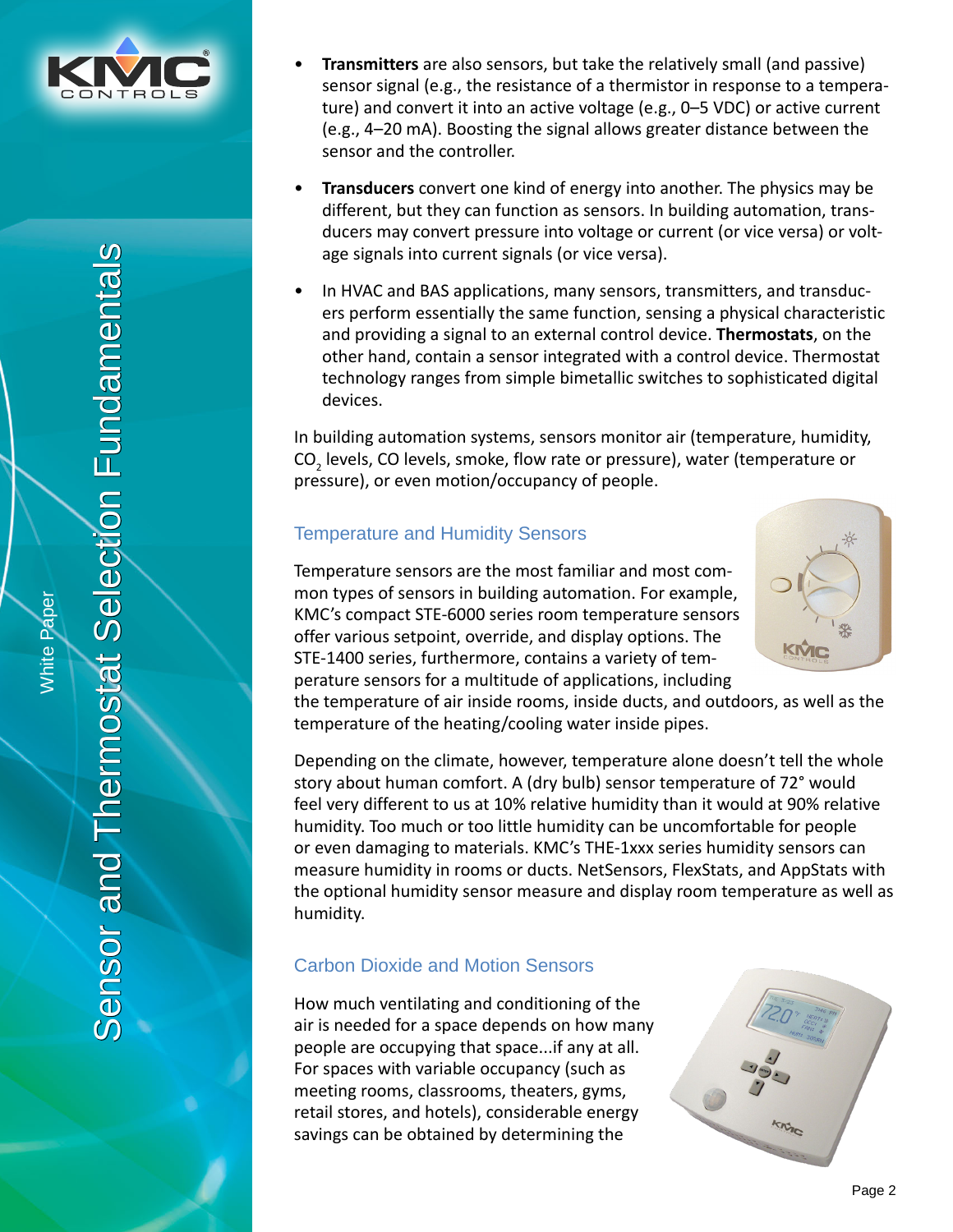- **Transmitters** are also sensors, but take the relatively small (and passive) sensor signal (e.g., the resistance of a thermistor in response to a temperature) and convert it into an active voltage (e.g., 0–5 VDC) or active current (e.g., 4–20 mA). Boosting the signal allows greater distance between the sensor and the controller.

- **Transducers** convert one kind of energy into another. The physics may be different, but they can function as sensors. In building automation, transducers may convert pressure into voltage or current (or vice versa) or voltage signals into current signals (or vice versa).

- In HVAC and BAS applications, many sensors, transmitters, and transducers perform essentially the same function, sensing a physical characteristic and providing a signal to an external control device. **Thermostats**, on the other hand, contain a sensor integrated with a control device. Thermostat technology ranges from simple bimetallic switches to sophisticated digital devices.

In building automation systems, sensors monitor air (temperature, humidity, $CO_2$ levels, CO levels, smoke, flow rate or pressure), water (temperature or pressure), or even motion/occupancy of people.

## Temperature and Humidity Sensors

Temperature sensors are the most familiar and most common types of sensors in building automation. For example, KMC's compact STE-6000 series room temperature sensors offer various setpoint, override, and display options. The STE-1400 series, furthermore, contains a variety of temperature sensors for a multitude of applications, including the temperature of air inside rooms, inside ducts, and outdoors, as well as the temperature of the heating/cooling water inside pipes.

Depending on the climate, however, temperature alone doesn't tell the whole story about human comfort. A (dry bulb) sensor temperature of 72° would feel very different to us at 10% relative humidity than it would at 90% relative humidity. Too much or too little humidity can be uncomfortable for people or even damaging to materials. KMC's THE-1xxx series humidity sensors can measure humidity in rooms or ducts. NetSensors, FlexStats, and AppStats with the optional humidity sensor measure and display room temperature as well as humidity.

## Carbon Dioxide and Motion Sensors

How much ventilating and conditioning of the air is needed for a space depends on how many people are occupying that space...if any at all. For spaces with variable occupancy (such as meeting rooms, classrooms, theaters, gyms, retail stores, and hotels), considerable energy savings can be obtained by determining the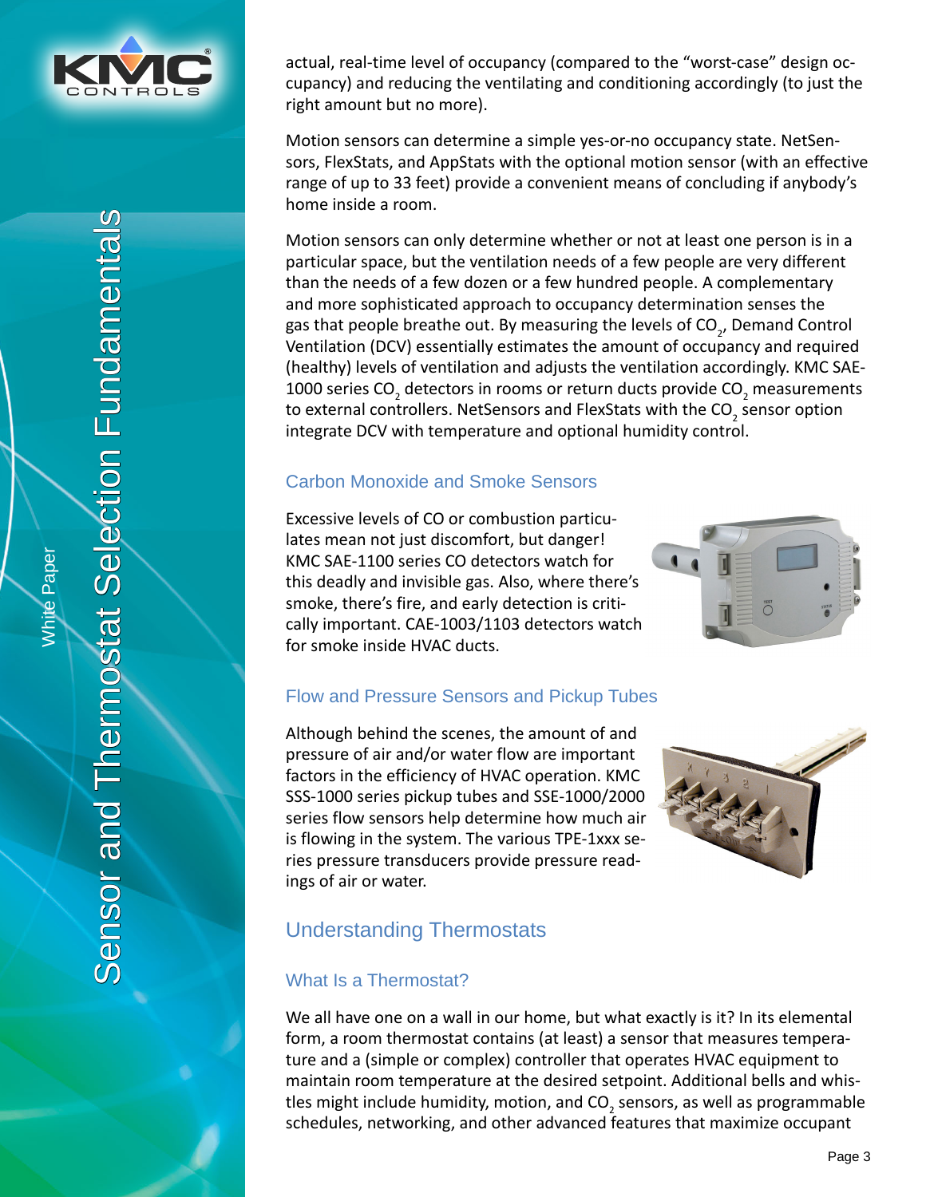actual, real-time level of occupancy (compared to the “worst-case” design occupancy) and reducing the ventilating and conditioning accordingly (to just the right amount but no more).

Motion sensors can determine a simple yes-or-no occupancy state. NetSensors, FlexStats, and AppStats with the optional motion sensor (with an effective range of up to 33 feet) provide a convenient means of concluding if anybody’s home inside a room.

Motion sensors can only determine whether or not at least one person is in a particular space, but the ventilation needs of a few people are very different than the needs of a few dozen or a few hundred people. A complementary and more sophisticated approach to occupancy determination senses the gas that people breathe out. By measuring the levels of $CO_2$, Demand Control Ventilation (DCV) essentially estimates the amount of occupancy and required (healthy) levels of ventilation and adjusts the ventilation accordingly. KMC SAE-1000 series $CO_2$ detectors in rooms or return ducts provide $CO_2$ measurements to external controllers. NetSensors and FlexStats with the $CO_2$ sensor option integrate DCV with temperature and optional humidity control.

### Carbon Monoxide and Smoke Sensors

Excessive levels of CO or combustion particulates mean not just discomfort, but danger! KMC SAE-1100 series CO detectors watch for this deadly and invisible gas. Also, where there’s smoke, there’s fire, and early detection is critically important. CAE-1003/1103 detectors watch for smoke inside HVAC ducts.

### Flow and Pressure Sensors and Pickup Tubes

Although behind the scenes, the amount of and pressure of air and/or water flow are important factors in the efficiency of HVAC operation. KMC SSS-1000 series pickup tubes and SSE-1000/2000 series flow sensors help determine how much air is flowing in the system. The various TPE-1xxx series pressure transducers provide pressure readings of air or water.

## Understanding Thermostats

### What Is a Thermostat?

We all have one on a wall in our home, but what exactly is it? In its elemental form, a room thermostat contains (at least) a sensor that measures temperature and a (simple or complex) controller that operates HVAC equipment to maintain room temperature at the desired setpoint. Additional bells and whistles might include humidity, motion, and $CO_2$ sensors, as well as programmable schedules, networking, and other advanced features that maximize occupant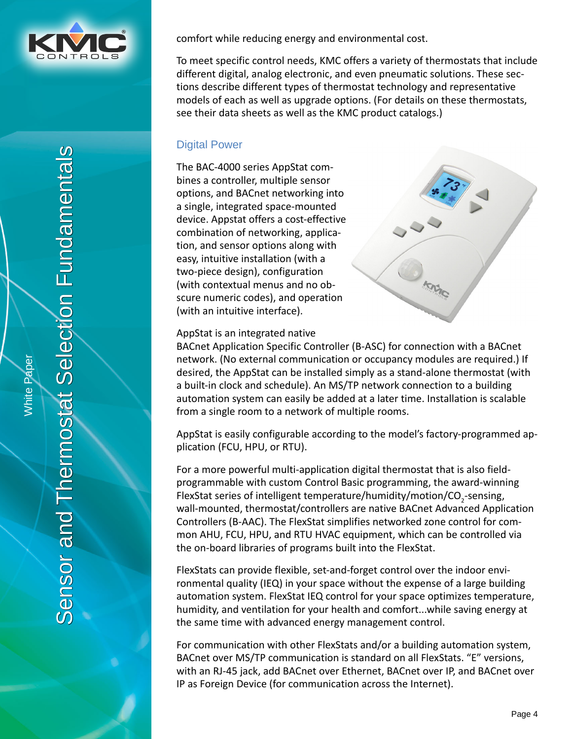comfort while reducing energy and environmental cost.

To meet specific control needs, KMC offers a variety of thermostats that include different digital, analog electronic, and even pneumatic solutions. These sections describe different types of thermostat technology and representative models of each as well as upgrade options. (For details on these thermostats, see their data sheets as well as the KMC product catalogs.)

## Digital Power

The BAC-4000 series AppStat combines a controller, multiple sensor options, and BACnet networking into a single, integrated space-mounted device. Appstat offers a cost-effective combination of networking, application, and sensor options along with easy, intuitive installation (with a two-piece design), configuration (with contextual menus and no obscure numeric codes), and operation (with an intuitive interface).

AppStat is an integrated native BACnet Application Specific Controller (B-ASC) for connection with a BACnet network. (No external communication or occupancy modules are required.) If desired, the AppStat can be installed simply as a stand-alone thermostat (with a built-in clock and schedule). An MS/TP network connection to a building automation system can easily be added at a later time. Installation is scalable from a single room to a network of multiple rooms.

AppStat is easily configurable according to the model's factory-programmed application (FCU, HPU, or RTU).

For a more powerful multi-application digital thermostat that is also field-programmable with custom Control Basic programming, the award-winning FlexStat series of intelligent temperature/humidity/motion/$CO_2$-sensing, wall-mounted, thermostat/controllers are native BACnet Advanced Application Controllers (B-AAC). The FlexStat simplifies networked zone control for common AHU, FCU, HPU, and RTU HVAC equipment, which can be controlled via the on-board libraries of programs built into the FlexStat.

FlexStats can provide flexible, set-and-forget control over the indoor environmental quality (IEQ) in your space without the expense of a large building automation system. FlexStat IEQ control for your space optimizes temperature, humidity, and ventilation for your health and comfort...while saving energy at the same time with advanced energy management control.

For communication with other FlexStats and/or a building automation system, BACnet over MS/TP communication is standard on all FlexStats. "E" versions, with an RJ-45 jack, add BACnet over Ethernet, BACnet over IP, and BACnet over IP as Foreign Device (for communication across the Internet).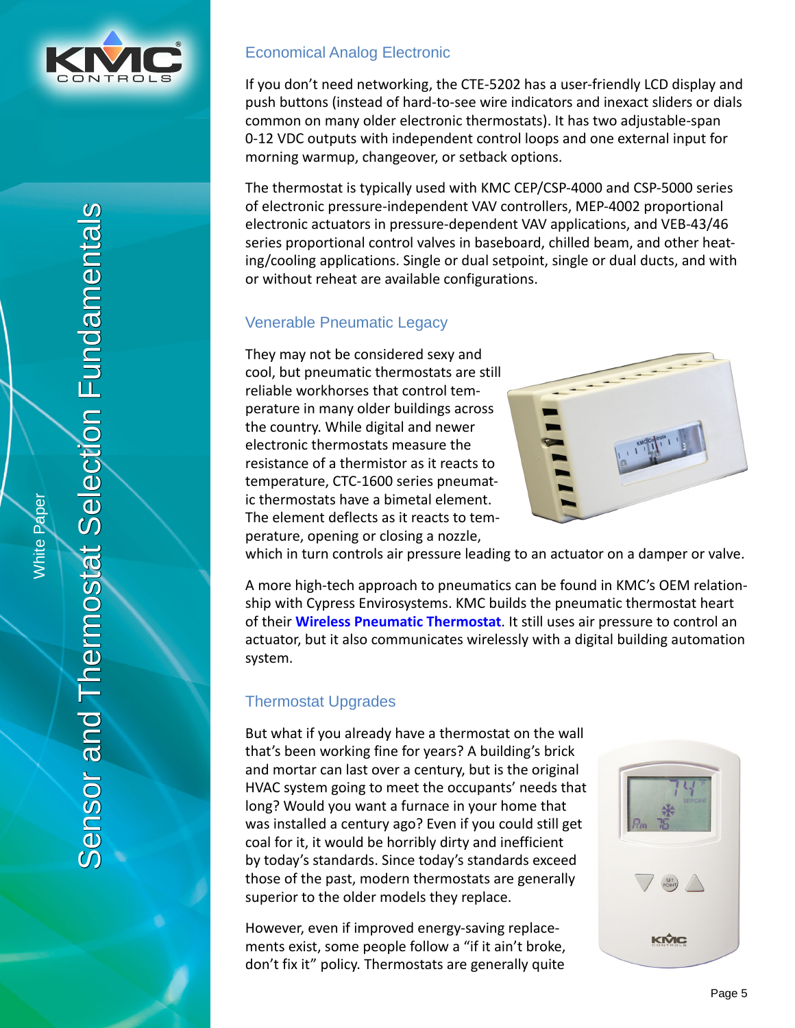## Economical Analog Electronic

If you don't need networking, the CTE-5202 has a user-friendly LCD display and push buttons (instead of hard-to-see wire indicators and inexact sliders or dials common on many older electronic thermostats). It has two adjustable-span 0-12 VDC outputs with independent control loops and one external input for morning warmup, changeover, or setback options.

The thermostat is typically used with KMC CEP/CSP-4000 and CSP-5000 series of electronic pressure-independent VAV controllers, MEP-4002 proportional electronic actuators in pressure-dependent VAV applications, and VEB-43/46 series proportional control valves in baseboard, chilled beam, and other heating/cooling applications. Single or dual setpoint, single or dual ducts, and with or without reheat are available configurations.

## Venerable Pneumatic Legacy

They may not be considered sexy and cool, but pneumatic thermostats are still reliable workhorses that control temperature in many older buildings across the country. While digital and newer electronic thermostats measure the resistance of a thermistor as it reacts to temperature, CTC-1600 series pneumatic thermostats have a bimetal element. The element deflects as it reacts to temperature, opening or closing a nozzle, which in turn controls air pressure leading to an actuator on a damper or valve.

A more high-tech approach to pneumatics can be found in KMC's OEM relationship with Cypress Envirosystems. KMC builds the pneumatic thermostat heart of their **Wireless Pneumatic Thermostat**. It still uses air pressure to control an actuator, but it also communicates wirelessly with a digital building automation system.

## Thermostat Upgrades

But what if you already have a thermostat on the wall that's been working fine for years? A building's brick and mortar can last over a century, but is the original HVAC system going to meet the occupants' needs that long? Would you want a furnace in your home that was installed a century ago? Even if you could still get coal for it, it would be horribly dirty and inefficient by today's standards. Since today's standards exceed those of the past, modern thermostats are generally superior to the older models they replace.

However, even if improved energy-saving replacements exist, some people follow a "if it ain't broke, don't fix it" policy. Thermostats are generally quite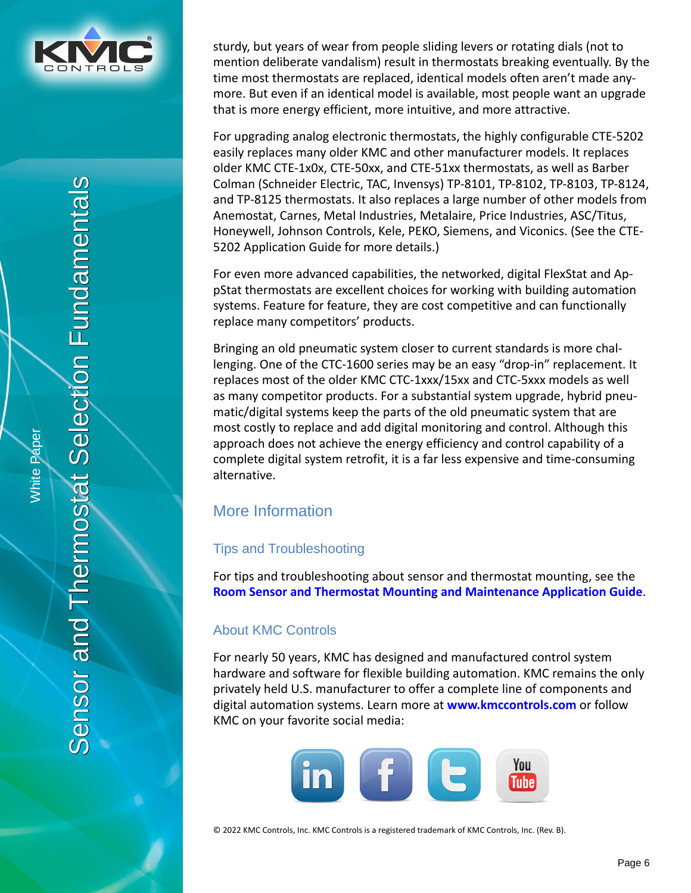sturdy, but years of wear from people sliding levers or rotating dials (not to mention deliberate vandalism) result in thermostats breaking eventually. By the time most thermostats are replaced, identical models often aren't made anymore. But even if an identical model is available, most people want an upgrade that is more energy efficient, more intuitive, and more attractive.

For upgrading analog electronic thermostats, the highly configurable CTE-5202 easily replaces many older KMC and other manufacturer models. It replaces older KMC CTE-1x0x, CTE-50xx, and CTE-51xx thermostats, as well as Barber Colman (Schneider Electric, TAC, Invensys) TP-8101, TP-8102, TP-8103, TP-8124, and TP-8125 thermostats. It also replaces a large number of other models from Anemostat, Carnes, Metal Industries, Metalaire, Price Industries, ASC/Titus, Honeywell, Johnson Controls, Kele, PEKO, Siemens, and Viconics. (See the CTE-5202 Application Guide for more details.)

For even more advanced capabilities, the networked, digital FlexStat and AppStat thermostats are excellent choices for working with building automation systems. Feature for feature, they are cost competitive and can functionally replace many competitors' products.

Bringing an old pneumatic system closer to current standards is more challenging. One of the CTC-1600 series may be an easy "drop-in" replacement. It replaces most of the older KMC CTC-1xxx/15xx and CTC-5xxx models as well as many competitor products. For a substantial system upgrade, hybrid pneumatic/digital systems keep the parts of the old pneumatic system that are most costly to replace and add digital monitoring and control. Although this approach does not achieve the energy efficiency and control capability of a complete digital system retrofit, it is a far less expensive and time-consuming alternative.

## More Information

### Tips and Troubleshooting

For tips and troubleshooting about sensor and thermostat mounting, see the **Room Sensor and Thermostat Mounting and Maintenance Application Guide**.

### About KMC Controls

For nearly 50 years, KMC has designed and manufactured control system hardware and software for flexible building automation. KMC remains the only privately held U.S. manufacturer to offer a complete line of components and digital automation systems. Learn more at **www.kmccontrols.com** or follow KMC on your favorite social media:

© 2022 KMC Controls, Inc. KMC Controls is a registered trademark of KMC Controls, Inc. (Rev. B).